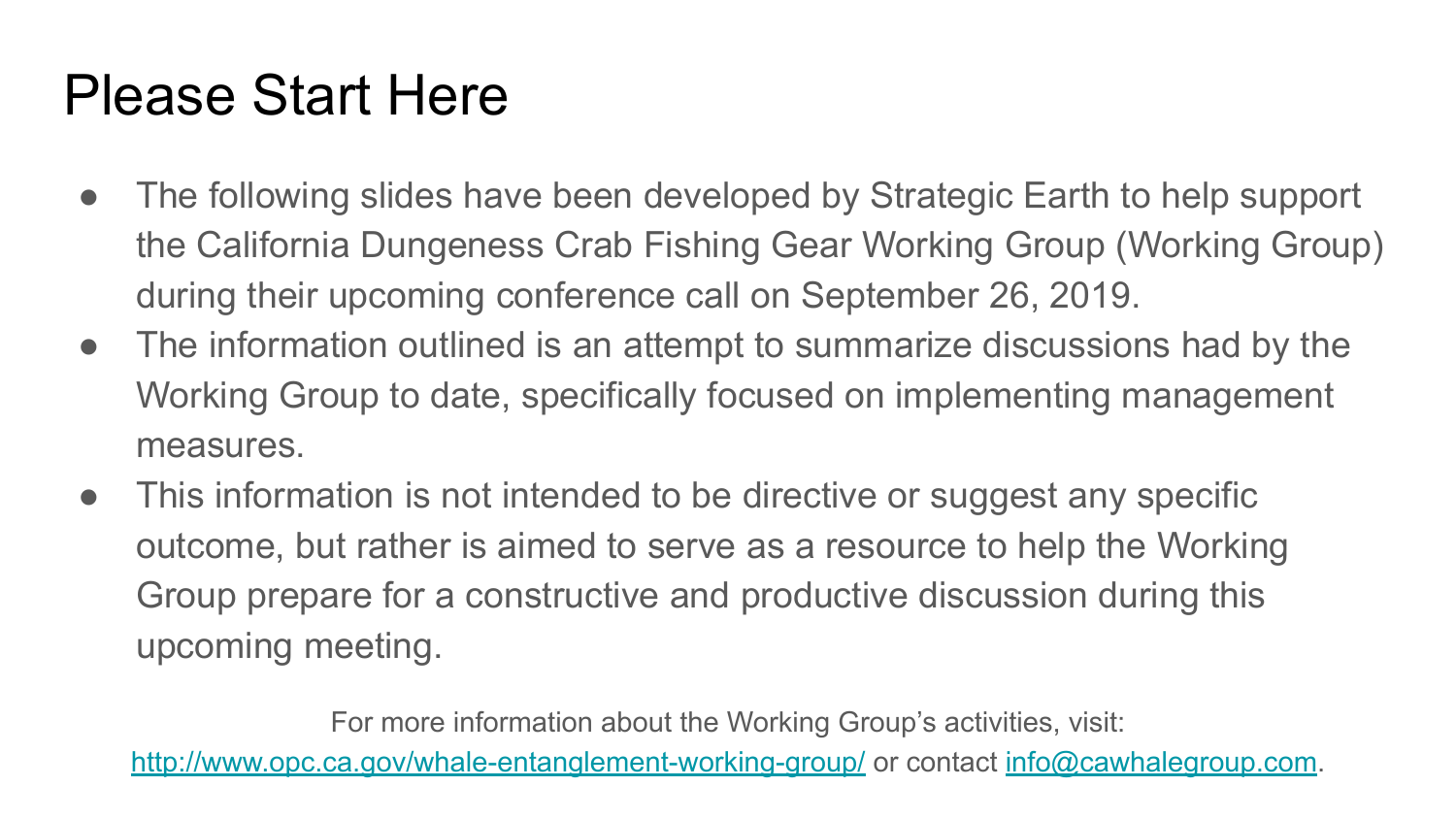# Please Start Here

- The following slides have been developed by Strategic Earth to help support the California Dungeness Crab Fishing Gear Working Group (Working Group) during their upcoming conference call on September 26, 2019.
- The information outlined is an attempt to summarize discussions had by the Working Group to date, specifically focused on implementing management measures.
- This information is not intended to be directive or suggest any specific outcome, but rather is aimed to serve as a resource to help the Working Group prepare for a constructive and productive discussion during this upcoming meeting.

For more information about the Working Group's activities, visit: [http://www.opc.ca.gov/whale-entanglement-working-group/](http://www.opc.ca.gov/whale-entanglement-working-group/) or contact [info@cawhalegroup.com](mailto:info@cawhalegroup.com).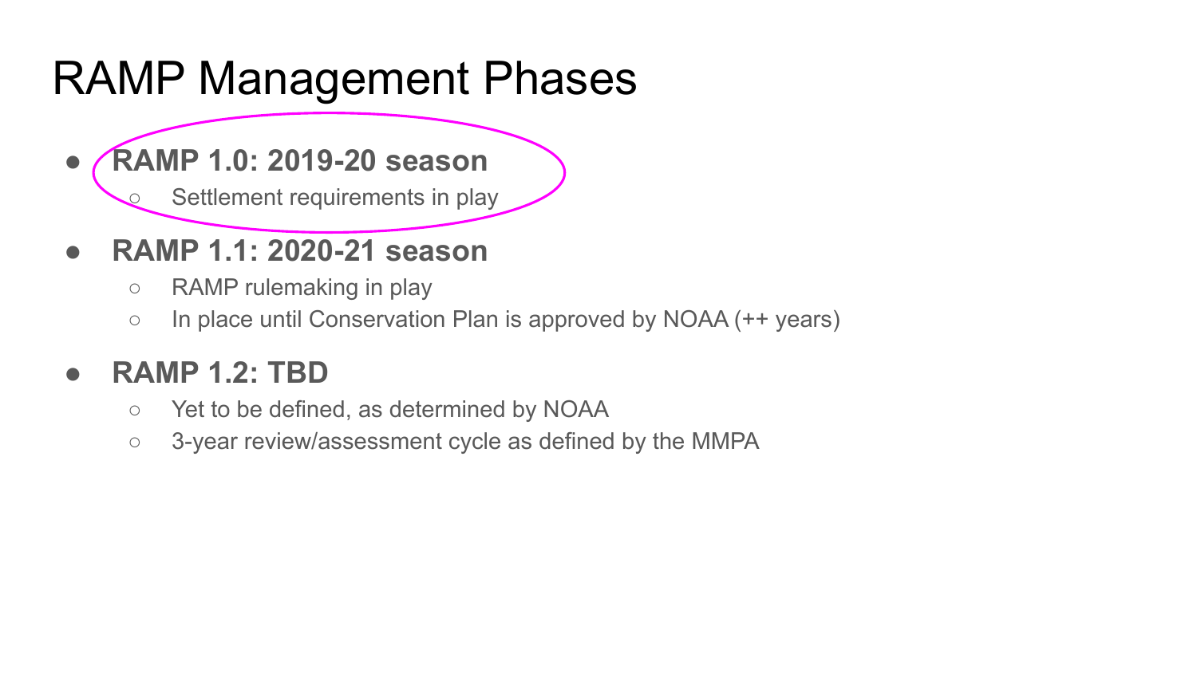# RAMP Management Phases

- **RAMP 1.0: 2019-20 season**
  - Settlement requirements in play
- **RAMP 1.1: 2020-21 season**
  - RAMP rulemaking in play
  - In place until Conservation Plan is approved by NOAA (++ years)
- **RAMP 1.2: TBD**
  - Yet to be defined, as determined by NOAA
  - 3-year review/assessment cycle as defined by the MMPA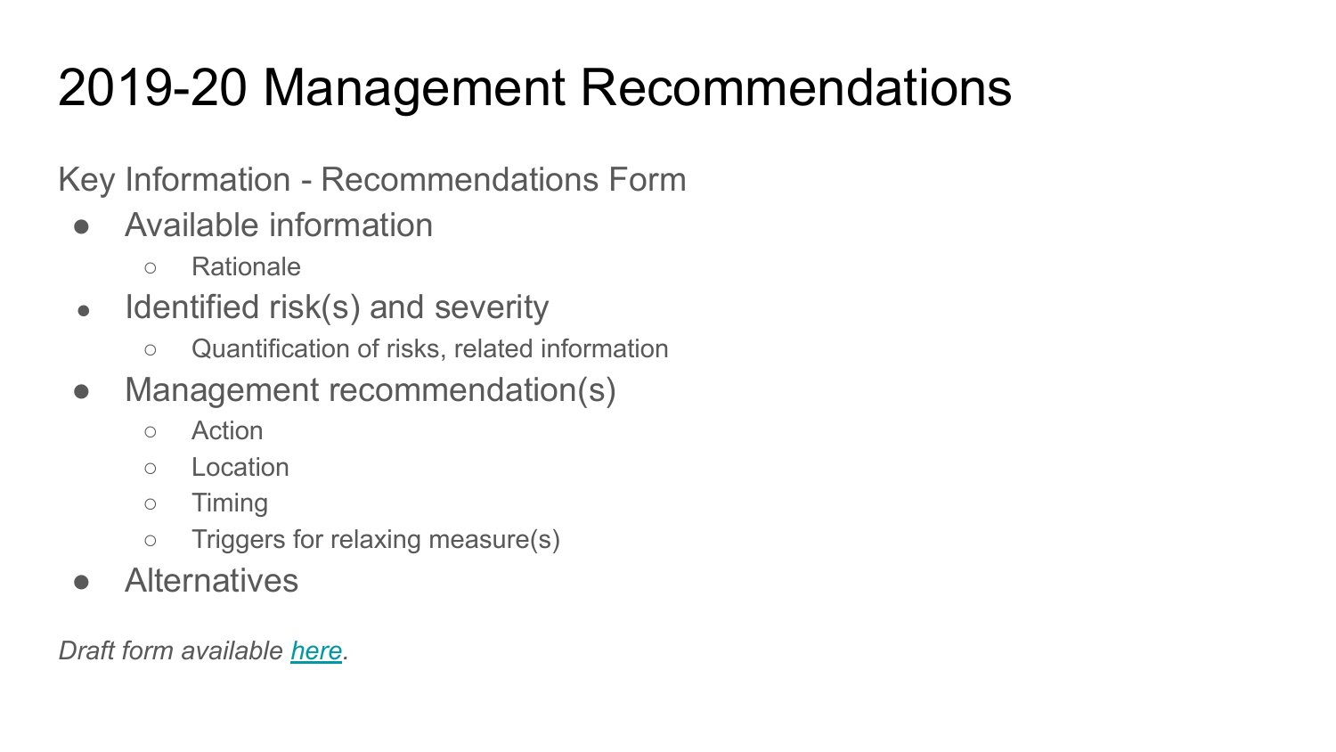# 2019-20 Management Recommendations

Key Information - Recommendations Form

- Available information
  - Rationale
- Identified risk(s) and severity
  - Quantification of risks, related information
- Management recommendation(s)
  - Action
  - Location
  - Timing
  - Triggers for relaxing measure(s)
- Alternatives

*Draft form available [here](#).*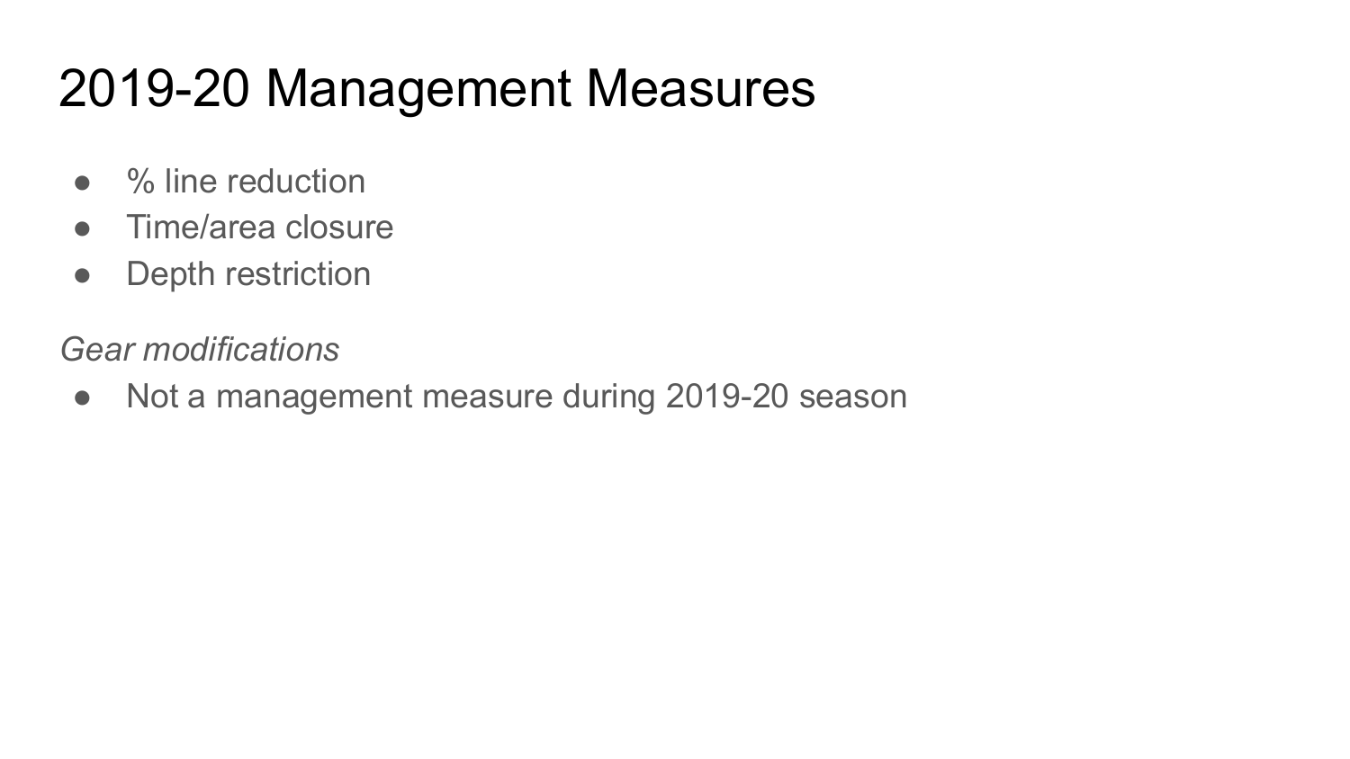# 2019-20 Management Measures

- % line reduction
- Time/area closure
- Depth restriction

*Gear modifications*

- Not a management measure during 2019-20 season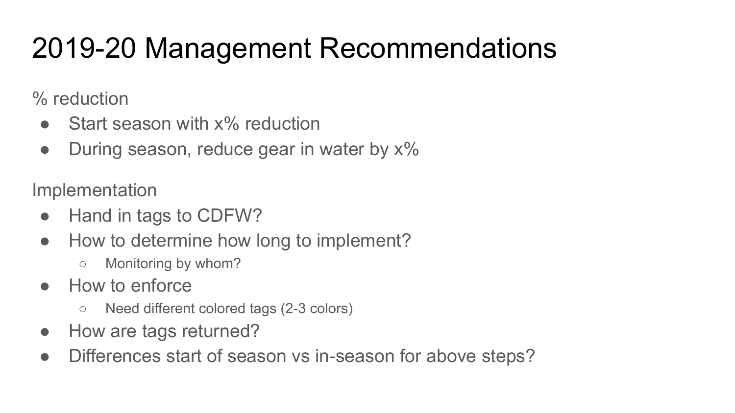# 2019-20 Management Recommendations

% reduction

- Start season with x% reduction
- During season, reduce gear in water by x%

Implementation

- Hand in tags to CDFW?
- How to determine how long to implement?
    - Monitoring by whom?
- How to enforce
    - Need different colored tags (2-3 colors)
- How are tags returned?
- Differences start of season vs in-season for above steps?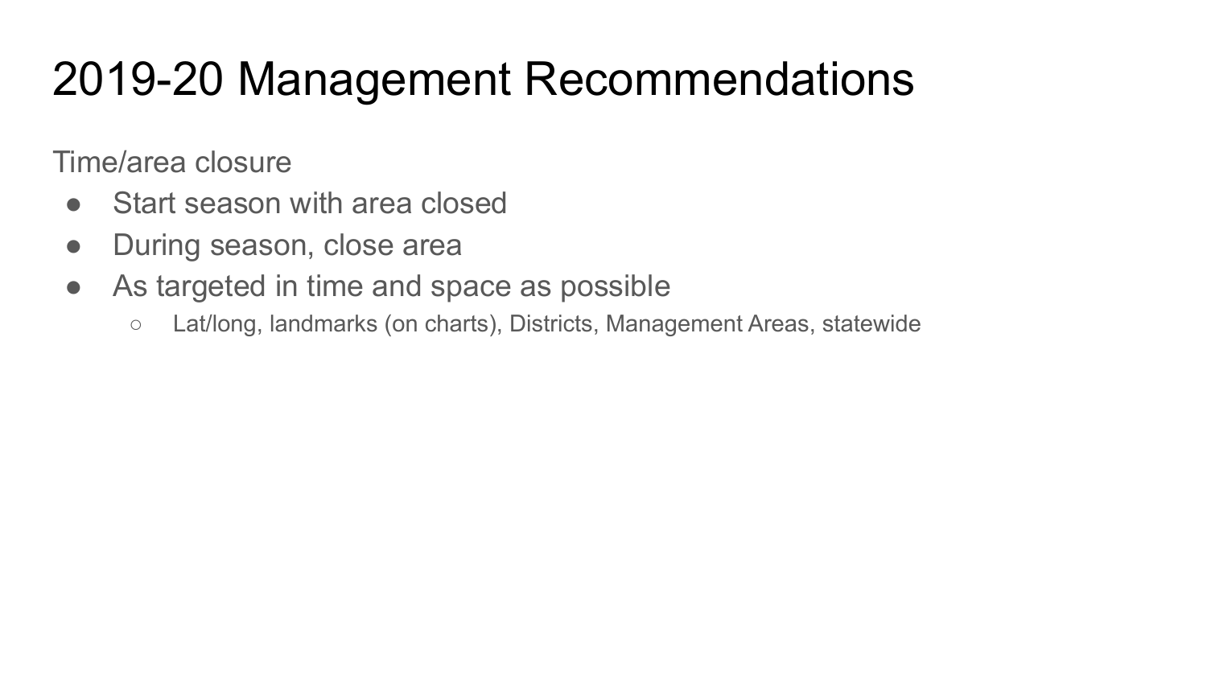# 2019-20 Management Recommendations

Time/area closure

- Start season with area closed
- During season, close area
- As targeted in time and space as possible
  - Lat/long, landmarks (on charts), Districts, Management Areas, statewide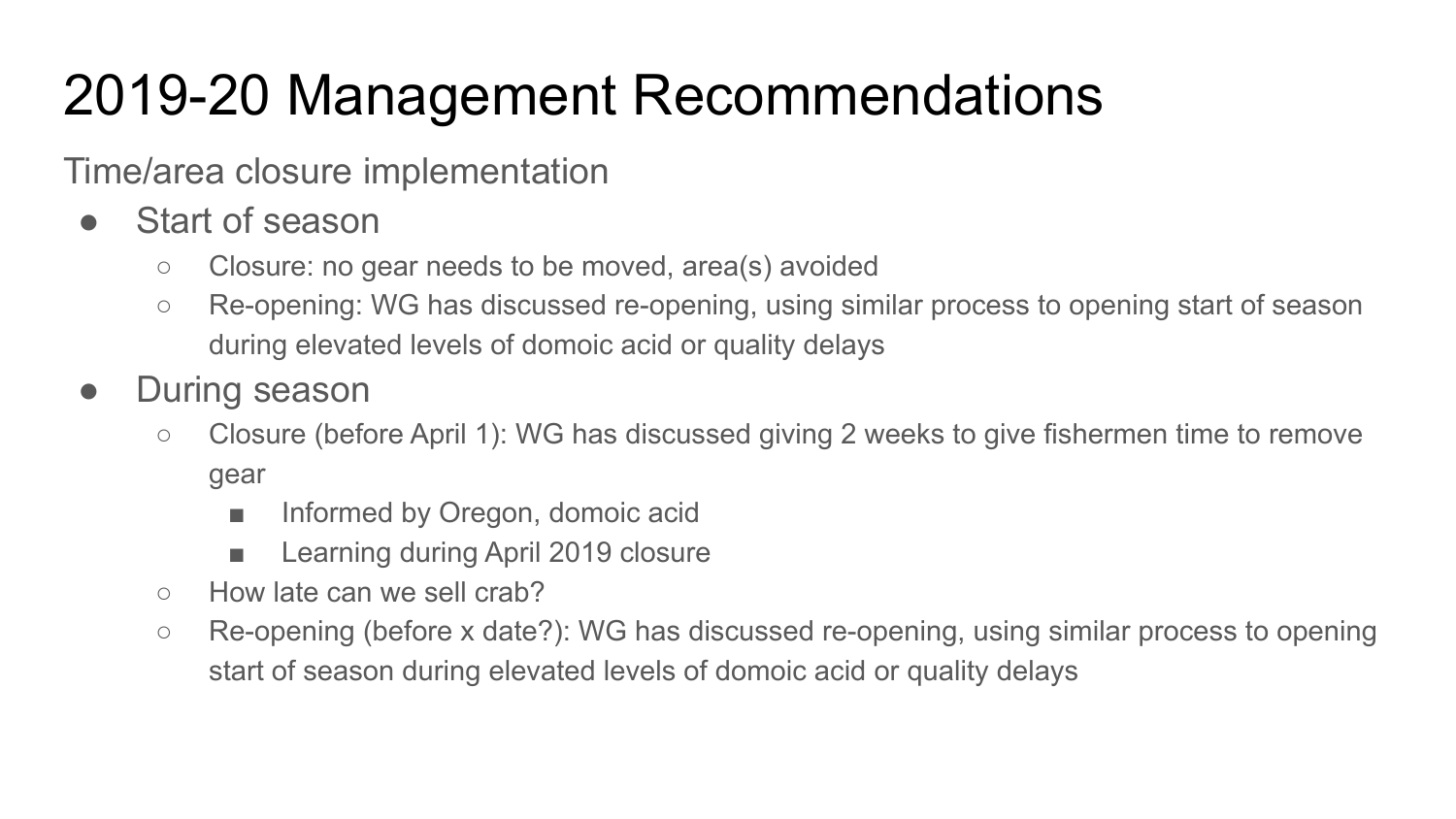# 2019-20 Management Recommendations

Time/area closure implementation

- Start of season
  - Closure: no gear needs to be moved, area(s) avoided
  - Re-opening: WG has discussed re-opening, using similar process to opening start of season during elevated levels of domoic acid or quality delays
- During season
  - Closure (before April 1): WG has discussed giving 2 weeks to give fishermen time to remove gear
    - Informed by Oregon, domoic acid
    - Learning during April 2019 closure
  - How late can we sell crab?
  - Re-opening (before x date?): WG has discussed re-opening, using similar process to opening start of season during elevated levels of domoic acid or quality delays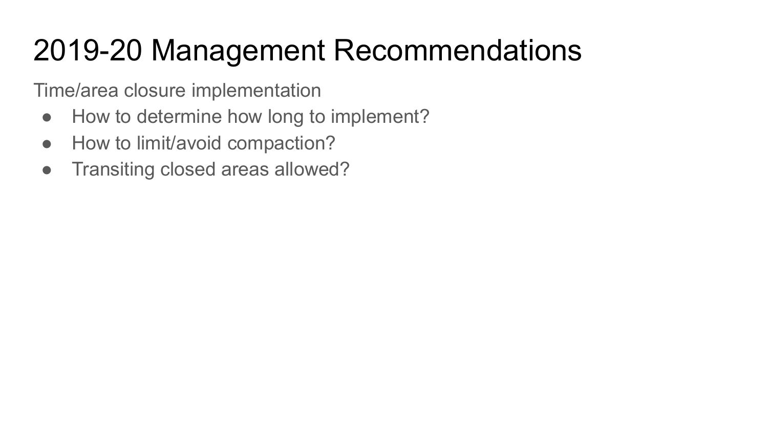# 2019-20 Management Recommendations

Time/area closure implementation

- How to determine how long to implement?
- How to limit/avoid compaction?
- Transiting closed areas allowed?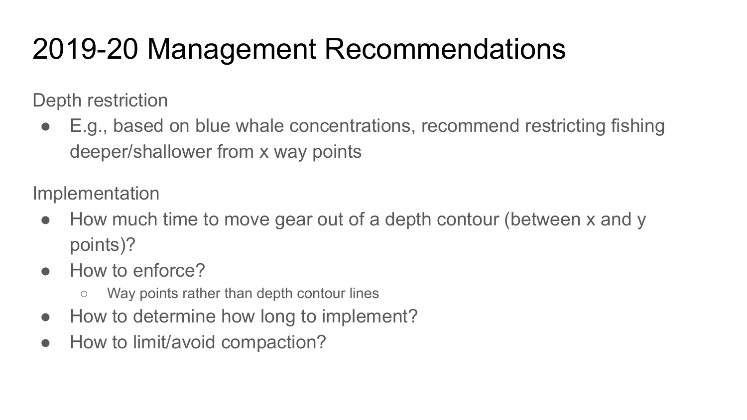# 2019-20 Management Recommendations

Depth restriction

- E.g., based on blue whale concentrations, recommend restricting fishing deeper/shallower from x way points

Implementation

- How much time to move gear out of a depth contour (between x and y points)?
- How to enforce?
    - Way points rather than depth contour lines
- How to determine how long to implement?
- How to limit/avoid compaction?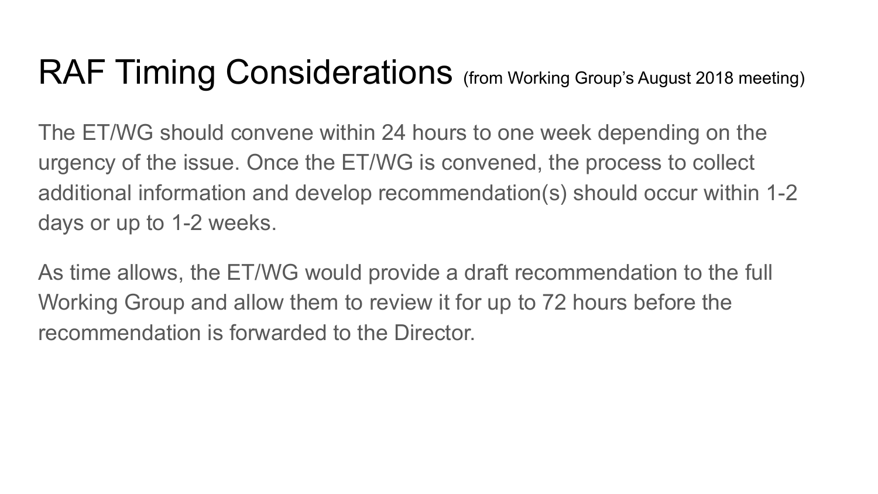# RAF Timing Considerations (from Working Group's August 2018 meeting)

The ET/WG should convene within 24 hours to one week depending on the urgency of the issue. Once the ET/WG is convened, the process to collect additional information and develop recommendation(s) should occur within 1-2 days or up to 1-2 weeks.

As time allows, the ET/WG would provide a draft recommendation to the full Working Group and allow them to review it for up to 72 hours before the recommendation is forwarded to the Director.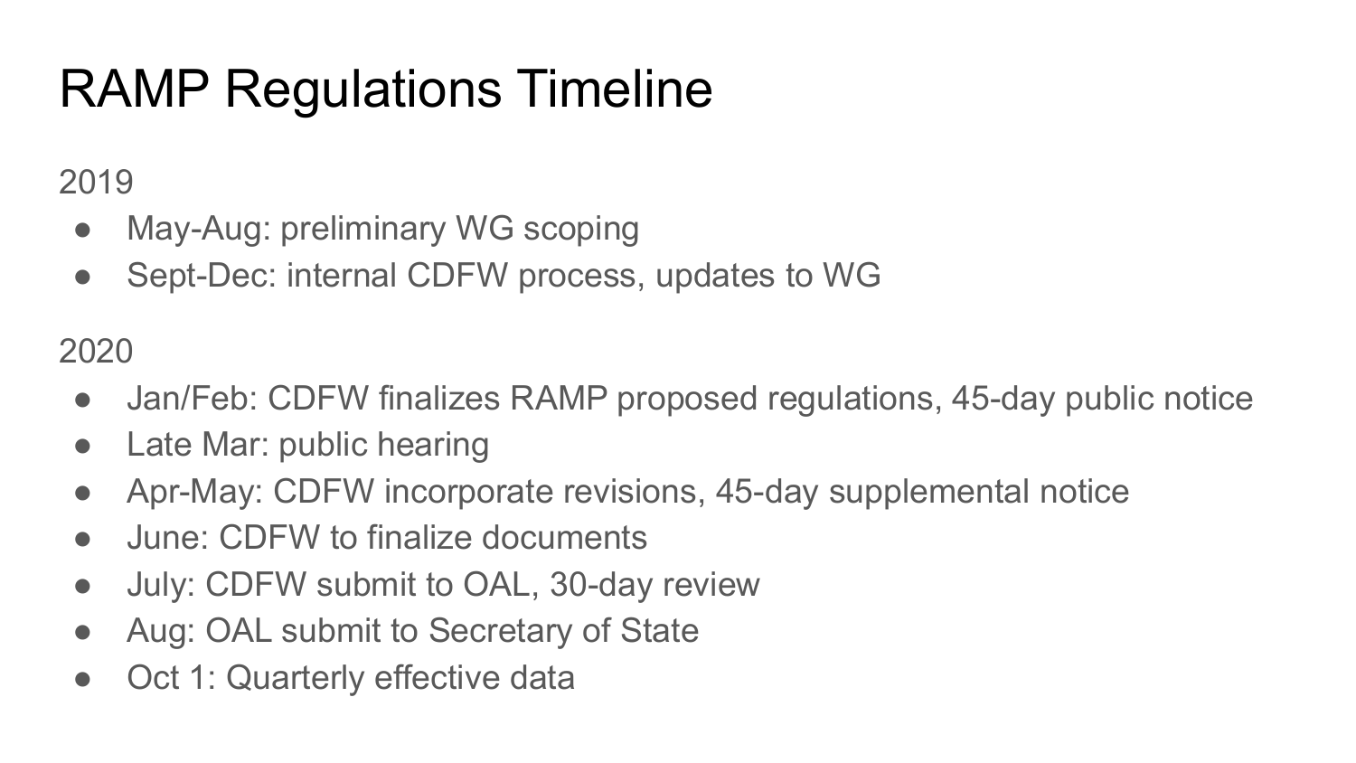# RAMP Regulations Timeline

2019

- May-Aug: preliminary WG scoping
- Sept-Dec: internal CDFW process, updates to WG

2020

- Jan/Feb: CDFW finalizes RAMP proposed regulations, 45-day public notice
- Late Mar: public hearing
- Apr-May: CDFW incorporate revisions, 45-day supplemental notice
- June: CDFW to finalize documents
- July: CDFW submit to OAL, 30-day review
- Aug: OAL submit to Secretary of State
- Oct 1: Quarterly effective data